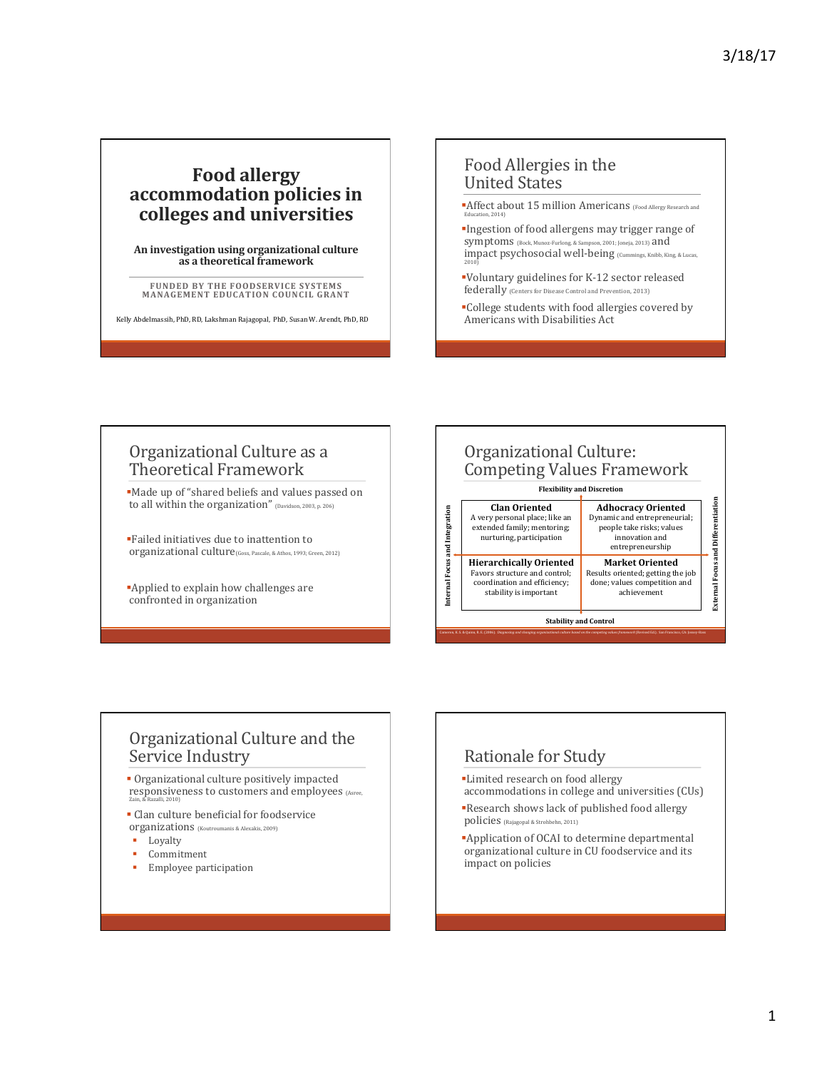# Food allergy accommodation policies in colleges and universities

**An investigation using organizational culture as a theoretical framework**

FUNDED BY THE FOODSERVICE SYSTEMS MANAGEMENT EDUCATION COUNCIL GRANT

Kelly Abdelmassih, PhD, RD, Lakshman Rajagopal, PhD, Susan W. Arendt, PhD, RD

## Food Allergies in the United States

- Affect about 15 million Americans (Food Allergy Research and Education, 2014)
- Ingestion of food allergens may trigger range of symptoms (Bock, Munoz-Furlong, & Sampson, 2001; Joneja, 2013) and impact psychosocial well-being (Cummings, Knibb, King, & Lucas, 2010)
- Voluntary guidelines for K-12 sector released federally (Centers for Disease Control and Prevention, 2013)
- College students with food allergies covered by Americans with Disabilities Act

## Organizational Culture as a Theoretical Framework

- Made up of "shared beliefs and values passed on to all within the organization" (Davidson, 2003, p. 206)
- Failed initiatives due to inattention to organizational culture (Goss, Pascale, & Athos, 1993; Green, 2012)
- Applied to explain how challenges are confronted in organization

## Organizational Culture: Competing Values Framework

Flexibility and Discretion (top) / Stability and Control (bottom); Internal Focus and Integration (left) / External Focus and Differentiation (right)

| Internal Focus and Integration | External Focus and Differentiation |
|---|---|
| **Clan Oriented**<br>A very personal place; like an extended family; mentoring; nurturing, participation | **Adhocracy Oriented**<br>Dynamic and entrepreneurial; people take risks; values innovation and entrepreneurship |
| **Hierarchically Oriented**<br>Favors structure and control; coordination and efficiency; stability is important | **Market Oriented**<br>Results oriented; getting the job done; values competition and achievement |

Cameron, K. S. & Quinn, R. E. (2006). *Diagnosing and changing organizational culture based on the competing values framework* (Revised Ed.). San Francisco, CA: Jossey-Bass

## Organizational Culture and the Service Industry

- Organizational culture positively impacted responsiveness to customers and employees (Asree, Zain, & Razalli, 2010)
- Clan culture beneficial for foodservice organizations (Koutroumanis & Alexakis, 2009)
  - Loyalty
  - Commitment
  - Employee participation

## Rationale for Study

- Limited research on food allergy accommodations in college and universities (CUs)
- Research shows lack of published food allergy policies (Rajagopal & Strohbehn, 2011)
- Application of OCAI to determine departmental organizational culture in CU foodservice and its impact on policies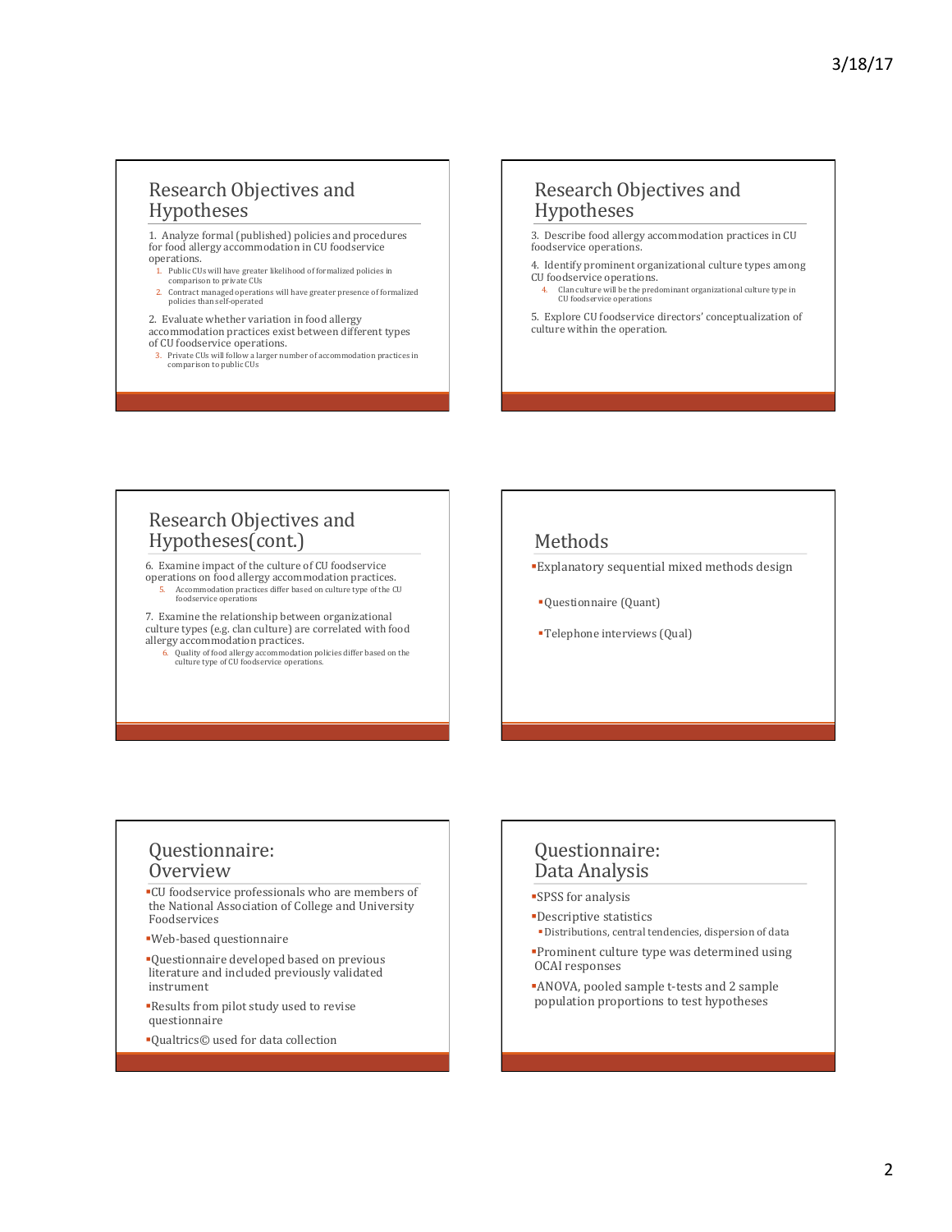## Research Objectives and Hypotheses

1. Analyze formal (published) policies and procedures for food allergy accommodation in CU foodservice operations.
   1. Public CUs will have greater likelihood of formalized policies in comparison to private CUs
   2. Contract managed operations will have greater presence of formalized policies than self-operated

2. Evaluate whether variation in food allergy accommodation practices exist between different types of CU foodservice operations.
   3. Private CUs will follow a larger number of accommodation practices in comparison to public CUs

## Research Objectives and Hypotheses

3. Describe food allergy accommodation practices in CU foodservice operations.

4. Identify prominent organizational culture types among CU foodservice operations.
   4. Clan culture will be the predominant organizational culture type in CU foodservice operations

5. Explore CU foodservice directors' conceptualization of culture within the operation.

## Research Objectives and Hypotheses(cont.)

6. Examine impact of the culture of CU foodservice operations on food allergy accommodation practices.
   5. Accommodation practices differ based on culture type of the CU foodservice operations

7. Examine the relationship between organizational culture types (e.g. clan culture) are correlated with food allergy accommodation practices.
   6. Quality of food allergy accommodation policies differ based on the culture type of CU foodservice operations.

## Methods

- Explanatory sequential mixed methods design
  - Questionnaire (Quant)
  - Telephone interviews (Qual)

## Questionnaire: Overview

- CU foodservice professionals who are members of the National Association of College and University Foodservices
- Web-based questionnaire
- Questionnaire developed based on previous literature and included previously validated instrument
- Results from pilot study used to revise questionnaire
- Qualtrics© used for data collection

## Questionnaire: Data Analysis

- SPSS for analysis
- Descriptive statistics
  - Distributions, central tendencies, dispersion of data
- Prominent culture type was determined using OCAI responses
- ANOVA, pooled sample t-tests and 2 sample population proportions to test hypotheses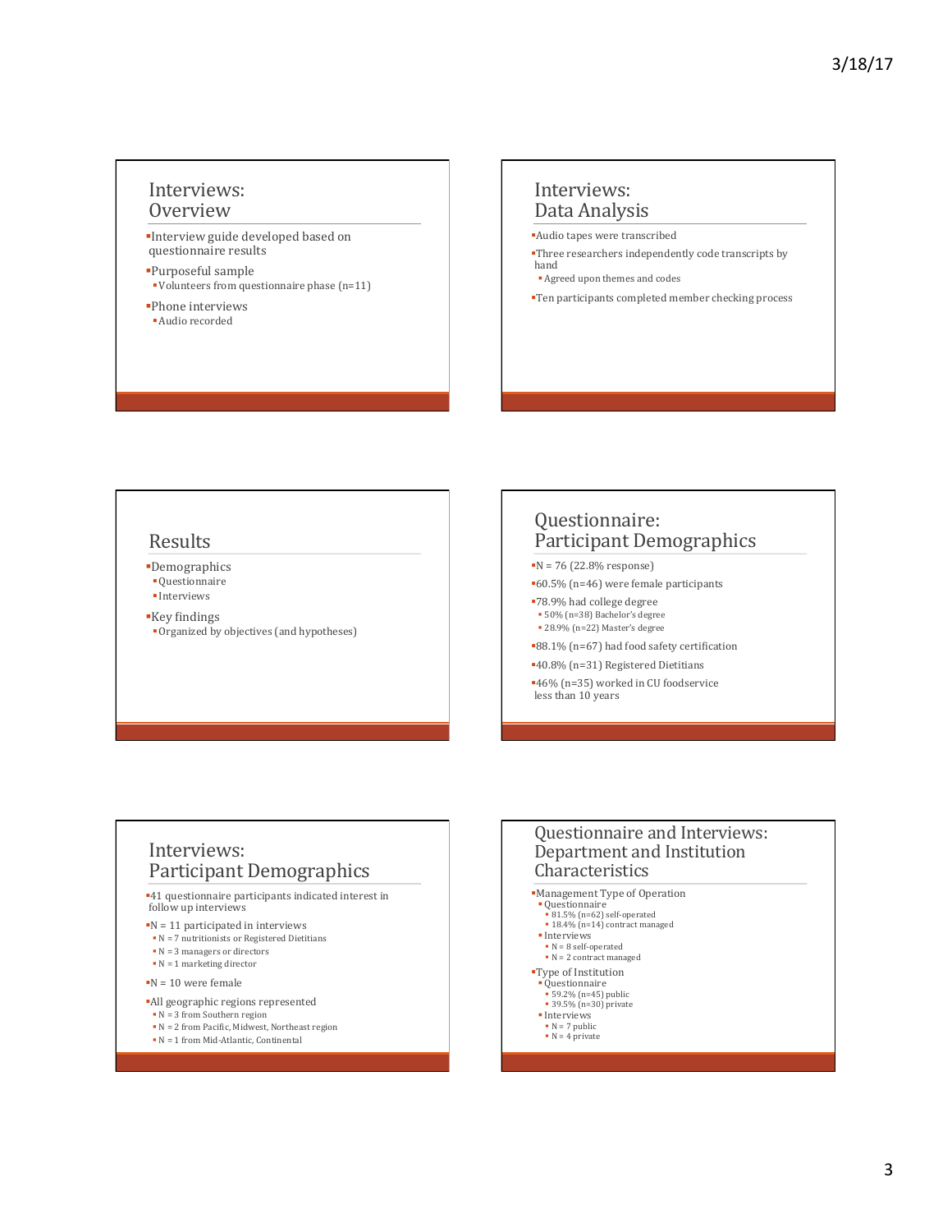## Interviews: Overview

- Interview guide developed based on questionnaire results
- Purposeful sample
  - Volunteers from questionnaire phase (n=11)
- Phone interviews
  - Audio recorded

## Interviews: Data Analysis

- Audio tapes were transcribed
- Three researchers independently code transcripts by hand
  - Agreed upon themes and codes
- Ten participants completed member checking process

## Results

- Demographics
  - Questionnaire
  - Interviews
- Key findings
  - Organized by objectives (and hypotheses)

## Questionnaire: Participant Demographics

- N = 76 (22.8% response)
- 60.5% (n=46) were female participants
- 78.9% had college degree
  - 50% (n=38) Bachelor's degree
  - 28.9% (n=22) Master's degree
- 88.1% (n=67) had food safety certification
- 40.8% (n=31) Registered Dietitians
- 46% (n=35) worked in CU foodservice less than 10 years

## Interviews: Participant Demographics

- 41 questionnaire participants indicated interest in follow up interviews
- N = 11 participated in interviews
  - N = 7 nutritionists or Registered Dietitians
  - N = 3 managers or directors
  - N = 1 marketing director
- N = 10 were female
- All geographic regions represented
  - N = 3 from Southern region
  - N = 2 from Pacific, Midwest, Northeast region
  - N = 1 from Mid-Atlantic, Continental

## Questionnaire and Interviews: Department and Institution Characteristics

- Management Type of Operation
  - Questionnaire
    - 81.5% (n=62) self-operated
    - 18.4% (n=14) contract managed
  - Interviews
    - N = 8 self-operated
    - N = 2 contract managed
- Type of Institution
  - Questionnaire
    - 59.2% (n=45) public
    - 39.5% (n=30) private
  - Interviews
    - N = 7 public
    - N = 4 private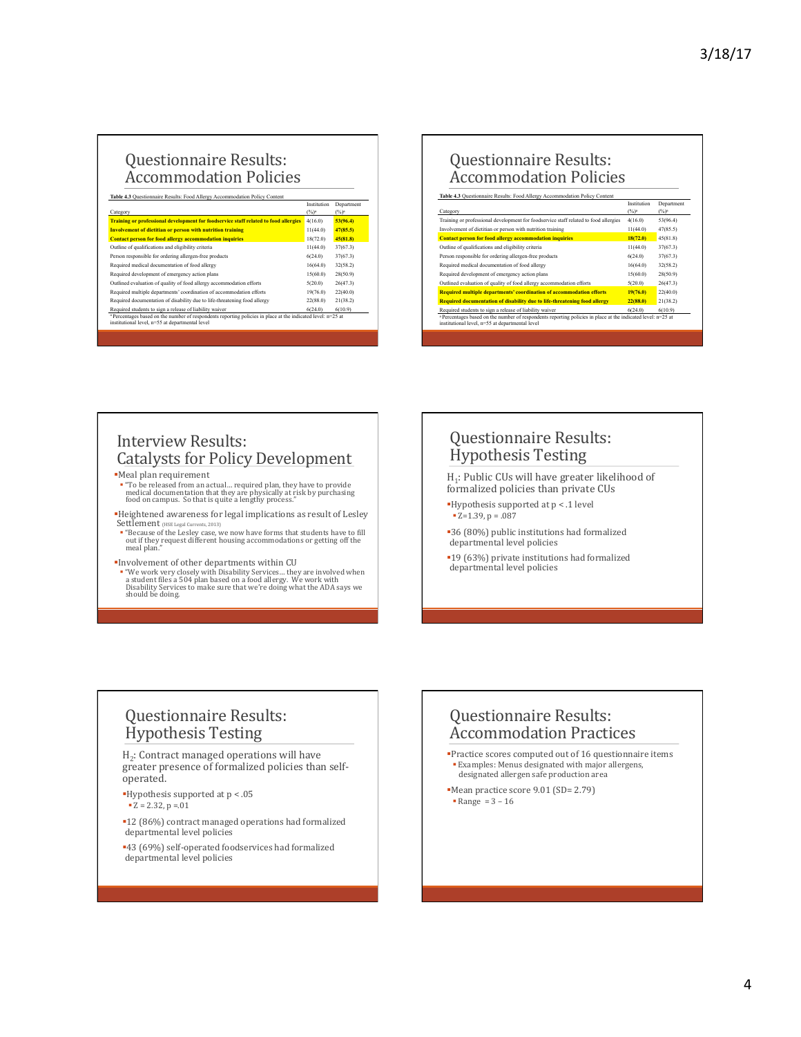## Questionnaire Results: Accommodation Policies

**Table 4.3** Questionnaire Results: Food Allergy Accommodation Policy Content

| Category | Institution (%)[a] | Department (%)[a] |
|---|---|---|
| **Training or professional development for foodservice staff related to food allergies** | 4(16.0) | **53(96.4)** |
| **Involvement of dietitian or person with nutrition training** | 11(44.0) | **47(85.5)** |
| **Contact person for food allergy accommodation inquiries** | 18(72.0) | **45(81.8)** |
| Outline of qualifications and eligibility criteria | 11(44.0) | 37(67.3) |
| Person responsible for ordering allergen-free products | 6(24.0) | 37(67.3) |
| Required medical documentation of food allergy | 16(64.0) | 32(58.2) |
| Required development of emergency action plans | 15(60.0) | 28(50.9) |
| Outlined evaluation of quality of food allergy accommodation efforts | 5(20.0) | 26(47.3) |
| Required multiple departments' coordination of accommodation efforts | 19(76.0) | 22(40.0) |
| Required documentation of disability due to life-threatening food allergy | 22(88.0) | 21(38.2) |
| Required students to sign a release of liability waiver | 6(24.0) | 6(10.9) |

[a] Percentages based on the number of respondents reporting policies in place at the indicated level: n=25 at institutional level, n=55 at departmental level

## Questionnaire Results: Accommodation Policies

**Table 4.3** Questionnaire Results: Food Allergy Accommodation Policy Content

| Category | Institution (%)[a] | Department (%)[a] |
|---|---|---|
| Training or professional development for foodservice staff related to food allergies | 4(16.0) | 53(96.4) |
| Involvement of dietitian or person with nutrition training | 11(44.0) | 47(85.5) |
| **Contact person for food allergy accommodation inquiries** | **18(72.0)** | 45(81.8) |
| Outline of qualifications and eligibility criteria | 11(44.0) | 37(67.3) |
| Person responsible for ordering allergen-free products | 6(24.0) | 37(67.3) |
| Required medical documentation of food allergy | 16(64.0) | 32(58.2) |
| Required development of emergency action plans | 15(60.0) | 28(50.9) |
| Outlined evaluation of quality of food allergy accommodation efforts | 5(20.0) | 26(47.3) |
| **Required multiple departments' coordination of accommodation efforts** | **19(76.0)** | 22(40.0) |
| **Required documentation of disability due to life-threatening food allergy** | **22(88.0)** | 21(38.2) |
| Required students to sign a release of liability waiver | 6(24.0) | 6(10.9) |

[a] Percentages based on the number of respondents reporting policies in place at the indicated level: n=25 at institutional level, n=55 at departmental level

## Interview Results: Catalysts for Policy Development

- Meal plan requirement
  - "To be released from an actual… required plan, they have to provide medical documentation that they are physically at risk by purchasing food on campus. So that is quite a lengthy process."
- Heightened awareness for legal implications as result of Lesley Settlement (HSE Legal Currents, 2013)
  - "Because of the Lesley case, we now have forms that students have to fill out if they request different housing accommodations or getting off the meal plan."
- Involvement of other departments within CU
  - "We work very closely with Disability Services… they are involved when a student files a 504 plan based on a food allergy. We work with Disability Services to make sure that we're doing what the ADA says we should be doing.

## Questionnaire Results: Hypothesis Testing

$H_1$: Public CUs will have greater likelihood of formalized policies than private CUs

- Hypothesis supported at $p < .1$ level
  - $Z=1.39$, $p = .087$
- 36 (80%) public institutions had formalized departmental level policies
- 19 (63%) private institutions had formalized departmental level policies

## Questionnaire Results: Hypothesis Testing

$H_2$: Contract managed operations will have greater presence of formalized policies than self-operated.

- Hypothesis supported at $p < .05$
  - $Z = 2.32$, $p =.01$
- 12 (86%) contract managed operations had formalized departmental level policies
- 43 (69%) self-operated foodservices had formalized departmental level policies

## Questionnaire Results: Accommodation Practices

- Practice scores computed out of 16 questionnaire items
  - Examples: Menus designated with major allergens, designated allergen safe production area
- Mean practice score 9.01 (SD= 2.79)
  - Range = 3 – 16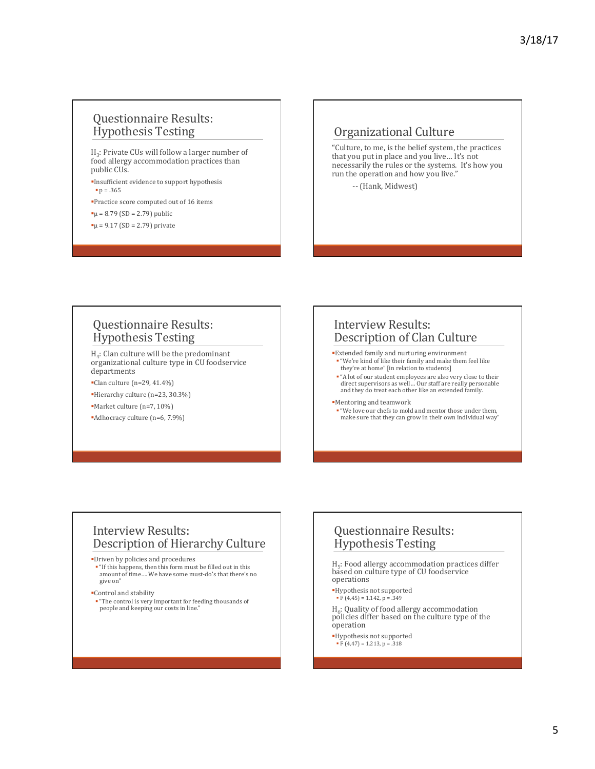## Questionnaire Results: Hypothesis Testing

$H_3$: Private CUs will follow a larger number of food allergy accommodation practices than public CUs.

- Insufficient evidence to support hypothesis
  - $p = .365$
- Practice score computed out of 16 items
- $\mu = 8.79$ ($SD = 2.79$) public
- $\mu = 9.17$ ($SD = 2.79$) private

## Organizational Culture

"Culture, to me, is the belief system, the practices that you put in place and you live… It's not necessarily the rules or the systems. It's how you run the operation and how you live."

-- (Hank, Midwest)

## Questionnaire Results: Hypothesis Testing

$H_4$: Clan culture will be the predominant organizational culture type in CU foodservice departments

- Clan culture (n=29, 41.4%)
- Hierarchy culture (n=23, 30.3%)
- Market culture (n=7, 10%)
- Adhocracy culture (n=6, 7.9%)

## Interview Results: Description of Clan Culture

- Extended family and nurturing environment
  - "We're kind of like their family and make them feel like they're at home" [in relation to students]
  - "A lot of our student employees are also very close to their direct supervisors as well… Our staff are really personable and they do treat each other like an extended family.
- Mentoring and teamwork
  - "We love our chefs to mold and mentor those under them, make sure that they can grow in their own individual way"

## Interview Results: Description of Hierarchy Culture

- Driven by policies and procedures
  - "If this happens, then this form must be filled out in this amount of time…. We have some must-do's that there's no give on"
- Control and stability
  - "The control is very important for feeding thousands of people and keeping our costs in line."

## Questionnaire Results: Hypothesis Testing

$H_5$: Food allergy accommodation practices differ based on culture type of CU foodservice operations

- Hypothesis not supported
  - $F(4,45) = 1.142$, $p = .349$

$H_6$: Quality of food allergy accommodation policies differ based on the culture type of the operation

- Hypothesis not supported
  - $F(4,47) = 1.213$, $p = .318$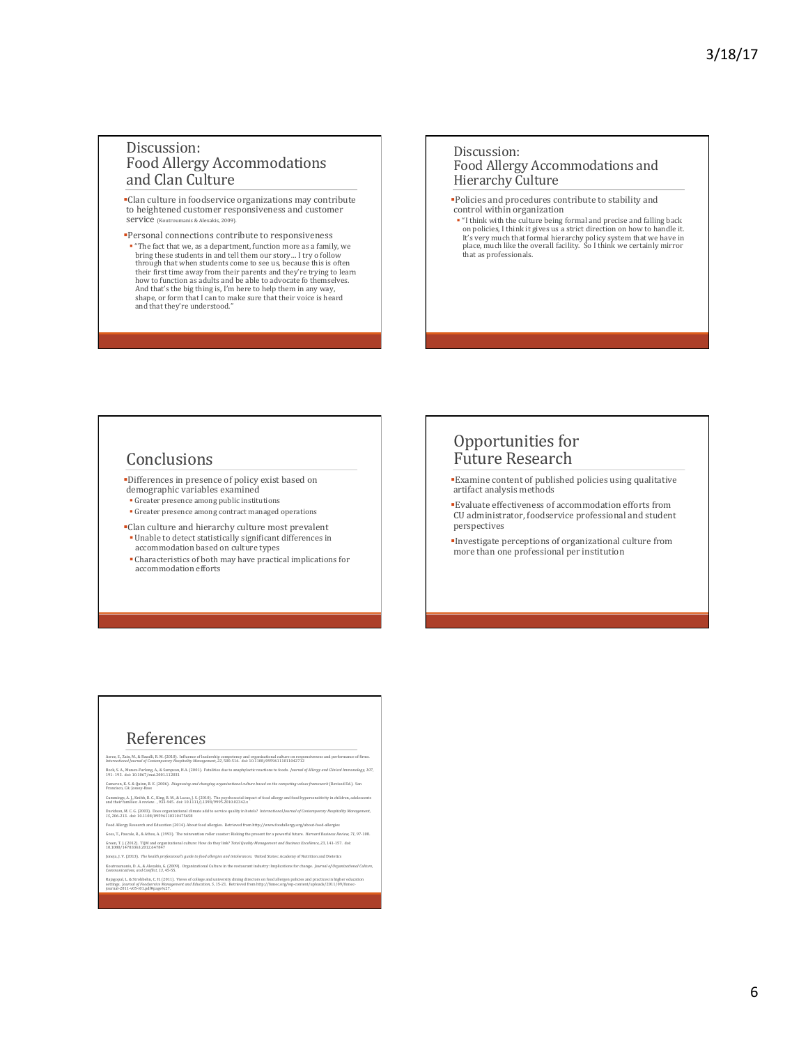## Discussion: Food Allergy Accommodations and Clan Culture

- Clan culture in foodservice organizations may contribute to heightened customer responsiveness and customer service (Koutroumanis & Alexakis, 2009).
- Personal connections contribute to responsiveness
  - "The fact that we, as a department, function more as a family, we bring these students in and tell them our story… I try o follow through that when students come to see us, because this is often their first time away from their parents and they're trying to learn how to function as adults and be able to advocate fo themselves. And that's the big thing is, I'm here to help them in any way, shape, or form that I can to make sure that their voice is heard and that they're understood."

## Discussion: Food Allergy Accommodations and Hierarchy Culture

- Policies and procedures contribute to stability and control within organization
  - "I think with the culture being formal and precise and falling back on policies, I think it gives us a strict direction on how to handle it. It's very much that formal hierarchy policy system that we have in place, much like the overall facility. So I think we certainly mirror that as professionals.

## Conclusions

- Differences in presence of policy exist based on demographic variables examined
  - Greater presence among public institutions
  - Greater presence among contract managed operations
- Clan culture and hierarchy culture most prevalent
  - Unable to detect statistically significant differences in accommodation based on culture types
  - Characteristics of both may have practical implications for accommodation efforts

## Opportunities for Future Research

- Examine content of published policies using qualitative artifact analysis methods
- Evaluate effectiveness of accommodation efforts from CU administrator, foodservice professional and student perspectives
- Investigate perceptions of organizational culture from more than one professional per institution

## References

Asree, S., Zain, M., & Razalli, R. M. (2010). Influence of leadership competency and organizational culture on responsiveness and performance of firms. *International Journal of Contemporary Hospitality Management, 22*, 500-516. doi: 10.1108/09596111011042712

Bock, S. A., Munoz-Furlong, A., & Sampson, H.A. (2001). Fatalities due to anaphylactic reactions to foods. *Journal of Allergy and Clinical Immunology, 107*, 191- 193. doi: 10.1067/mai.2001.112031

Cameron, K. S. & Quinn, R. E. (2006). *Diagnosing and changing organizational culture based on the competing values framework* (Revised Ed.). San Francisco, CA: Jossey-Bass

Cummings, A. J., Knibb, R. C., King, R. M., & Lucas, J. S. (2010). The psychosocial impact of food allergy and food hypersensitivity in children, adolescents and their families: A review. , 933-945. doi: 10.1111/j.1398/9995.2010.02342.x

Davidson, M. C. G. (2003). Does organizational climate add to service quality in hotels? *International Journal of Contemporary Hospitality Management, 15*, 206-213. doi: 10.1108/09596110310475658

Food Allergy Research and Education (2014). About food allergies. Retrieved from http://www.foodallergy.org/about-food-allergies

Goss, T., Pascale, R., & Athos, A. (1993). The reinvention roller coaster: Risking the present for a powerful future. *Harvard Business Review, 71*, 97-108.

Green, T. J. (2012). TQM and organizational culture: How do they link? *Total Quality Management and Business Excellence, 23*, 141-157. doi: 10.1080/14783363.2012.647847

Joneja, J. V. (2013). *The health professional's guide to food allergies and intolerances.* United States: Academy of Nutrition and Dietetics

Koutroumanis, D. A., & Alexakis, G. (2009). Organizational Culture in the restaurant industry: Implications for change. *Journal of Organizational Culture, Communications, and Conflict, 13*, 45-55.

Rajagopal, L. & Strohbehn, C. H. (2011). Views of college and university dining directors on food allergen policies and practices in higher education settings. *Journal of Foodservice Management and Education, 5*, 15-21. Retrieved from http://fsmec.org/wp-content/uploads/2011/09/fsmec-journal-2011-v05-i01.pdf#page%27.